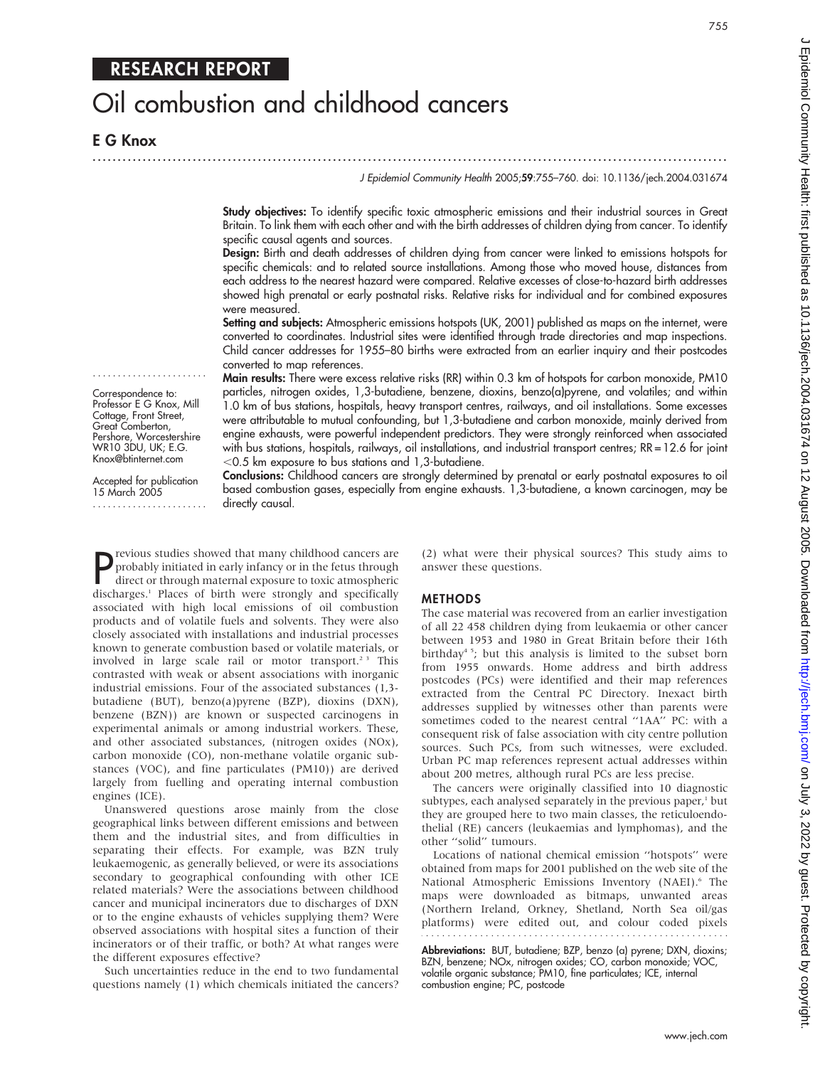RESEARCH REPORT

# Oil combustion and childhood cancers

**E G Knox**

*J Epidemiol Community Health* 2005;**59**:755–760. doi: 10.1136/jech.2004.031674

**Study objectives:** To identify specific toxic atmospheric emissions and their industrial sources in Great Britain. To link them with each other and with the birth addresses of children dying from cancer. To identify specific causal agents and sources.

**Design:** Birth and death addresses of children dying from cancer were linked to emissions hotspots for specific chemicals: and to related source installations. Among those who moved house, distances from each address to the nearest hazard were compared. Relative excesses of close-to-hazard birth addresses showed high prenatal or early postnatal risks. Relative risks for individual and for combined exposures were measured.

**Setting and subjects:** Atmospheric emissions hotspots (UK, 2001) published as maps on the internet, were converted to coordinates. Industrial sites were identified through trade directories and map inspections. Child cancer addresses for 1955–80 births were extracted from an earlier inquiry and their postcodes converted to map references.

**Main results:** There were excess relative risks (RR) within 0.3 km of hotspots for carbon monoxide, PM10 particles, nitrogen oxides, 1,3-butadiene, benzene, dioxins, benzo(a)pyrene, and volatiles; and within 1.0 km of bus stations, hospitals, heavy transport centres, railways, and oil installations. Some excesses were attributable to mutual confounding, but 1,3-butadiene and carbon monoxide, mainly derived from engine exhausts, were powerful independent predictors. They were strongly reinforced when associated with bus stations, hospitals, railways, oil installations, and industrial transport centres; RR = 12.6 for joint <0.5 km exposure to bus stations and 1,3-butadiene.

**Conclusions:** Childhood cancers are strongly determined by prenatal or early postnatal exposures to oil based combustion gases, especially from engine exhausts. 1,3-butadiene, a known carcinogen, may be directly causal.

Correspondence to: Professor E G Knox, Mill Cottage, Front Street, Great Comberton, Pershore, Worcestershire WR10 3DU, UK; E.G. Knox@btinternet.com

Accepted for publication 15 March 2005

Previous studies showed that many childhood cancers are probably initiated in early infancy or in the fetus through direct or through maternal exposure to toxic atmospheric discharges.[1] Places of birth were strongly and specifically associated with high local emissions of oil combustion products and of volatile fuels and solvents. They were also closely associated with installations and industrial processes known to generate combustion based or volatile materials, or involved in large scale rail or motor transport.[2 3] This contrasted with weak or absent associations with inorganic industrial emissions. Four of the associated substances (1,3-butadiene (BUT), benzo(a)pyrene (BZP), dioxins (DXN), benzene (BZN)) are known or suspected carcinogens in experimental animals or among industrial workers. These, and other associated substances, (nitrogen oxides (NOx), carbon monoxide (CO), non-methane volatile organic substances (VOC), and fine particulates (PM10)) are derived largely from fuelling and operating internal combustion engines (ICE).

Unanswered questions arose mainly from the close geographical links between different emissions and between them and the industrial sites, and from difficulties in separating their effects. For example, was BZN truly leukaemogenic, as generally believed, or were its associations secondary to geographical confounding with other ICE related materials? Were the associations between childhood cancer and municipal incinerators due to discharges of DXN or to the engine exhausts of vehicles supplying them? Were observed associations with hospital sites a function of their incinerators or of their traffic, or both? At what ranges were the different exposures effective?

Such uncertainties reduce in the end to two fundamental questions namely (1) which chemicals initiated the cancers? (2) what were their physical sources? This study aims to answer these questions.

## METHODS

The case material was recovered from an earlier investigation of all 22 458 children dying from leukaemia or other cancer between 1953 and 1980 in Great Britain before their 16th birthday[4 5]; but this analysis is limited to the subset born from 1955 onwards. Home address and birth address postcodes (PCs) were identified and their map references extracted from the Central PC Directory. Inexact birth addresses supplied by witnesses other than parents were sometimes coded to the nearest central "1AA" PC: with a consequent risk of false association with city centre pollution sources. Such PCs, from such witnesses, were excluded. Urban PC map references represent actual addresses within about 200 metres, although rural PCs are less precise.

The cancers were originally classified into 10 diagnostic subtypes, each analysed separately in the previous paper,[1] but they are grouped here to two main classes, the reticuloendothelial (RE) cancers (leukaemias and lymphomas), and the other "solid" tumours.

Locations of national chemical emission "hotspots" were obtained from maps for 2001 published on the web site of the National Atmospheric Emissions Inventory (NAEI).[6] The maps were downloaded as bitmaps, unwanted areas (Northern Ireland, Orkney, Shetland, North Sea oil/gas platforms) were edited out, and colour coded pixels

**Abbreviations:** BUT, butadiene; BZP, benzo (a) pyrene; DXN, dioxins; BZN, benzene; NOx, nitrogen oxides; CO, carbon monoxide; VOC, volatile organic substance; PM10, fine particulates; ICE, internal combustion engine; PC, postcode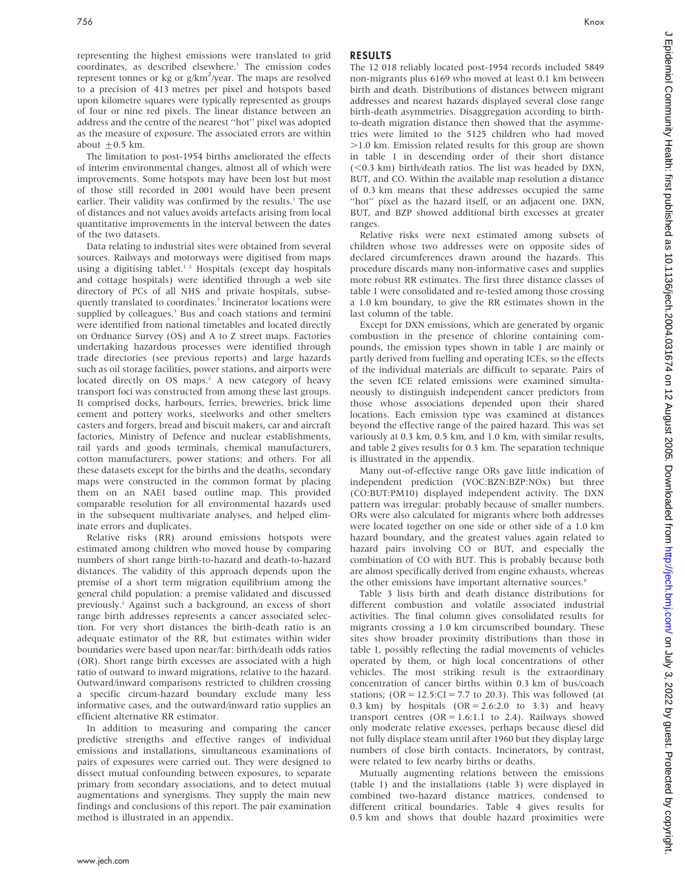representing the highest emissions were translated to grid coordinates, as described elsewhere.[1] The emission codes represent tonnes or kg or g/km$^2$/year. The maps are resolved to a precision of 413 metres per pixel and hotspots based upon kilometre squares were typically represented as groups of four or nine red pixels. The linear distance between an address and the centre of the nearest ''hot'' pixel was adopted as the measure of exposure. The associated errors are within about $\pm$0.5 km.

The limitation to post-1954 births ameliorated the effects of interim environmental changes, almost all of which were improvements. Some hotspots may have been lost but most of those still recorded in 2001 would have been present earlier. Their validity was confirmed by the results.[1] The use of distances and not values avoids artefacts arising from local quantitative improvements in the interval between the dates of the two datasets.

Data relating to industrial sites were obtained from several sources. Railways and motorways were digitised from maps using a digitising tablet.[1 2] Hospitals (except day hospitals and cottage hospitals) were identified through a web site directory of PCs of all NHS and private hospitals, subsequently translated to coordinates.[7] Incinerator locations were supplied by colleagues.[3] Bus and coach stations and termini were identified from national timetables and located directly on Ordnance Survey (OS) and A to Z street maps. Factories undertaking hazardous processes were identified through trade directories (see previous reports) and large hazards such as oil storage facilities, power stations, and airports were located directly on OS maps.[2] A new category of heavy transport foci was constructed from among these last groups. It comprised docks, harbours, ferries, breweries, brick lime cement and pottery works, steelworks and other smelters casters and forgers, bread and biscuit makers, car and aircraft factories, Ministry of Defence and nuclear establishments, rail yards and goods terminals, chemical manufacturers, cotton manufacturers, power stations: and others. For all these datasets except for the births and the deaths, secondary maps were constructed in the common format by placing them on an NAEI based outline map. This provided comparable resolution for all environmental hazards used in the subsequent multivariate analyses, and helped eliminate errors and duplicates.

Relative risks (RR) around emissions hotspots were estimated among children who moved house by comparing numbers of short range birth-to-hazard and death-to-hazard distances. The validity of this approach depends upon the premise of a short term migration equilibrium among the general child population: a premise validated and discussed previously.[1] Against such a background, an excess of short range birth addresses represents a cancer associated selection. For very short distances the birth-death ratio is an adequate estimator of the RR, but estimates within wider boundaries were based upon near/far: birth/death odds ratios (OR). Short range birth excesses are associated with a high ratio of outward to inward migrations, relative to the hazard. Outward/inward comparisons restricted to children crossing a specific circum-hazard boundary exclude many less informative cases, and the outward/inward ratio supplies an efficient alternative RR estimator.

In addition to measuring and comparing the cancer predictive strengths and effective ranges of individual emissions and installations, simultaneous examinations of pairs of exposures were carried out. They were designed to dissect mutual confounding between exposures, to separate primary from secondary associations, and to detect mutual augmentations and synergisms. They supply the main new findings and conclusions of this report. The pair examination method is illustrated in an appendix.

## RESULTS

The 12 018 reliably located post-1954 records included 5849 non-migrants plus 6169 who moved at least 0.1 km between birth and death. Distributions of distances between migrant addresses and nearest hazards displayed several close range birth-death asymmetries. Disaggregation according to birth-to-death migration distance then showed that the asymmetries were limited to the 5125 children who had moved >1.0 km. Emission related results for this group are shown in table 1 in descending order of their short distance (<0.3 km) birth/death ratios. The list was headed by DXN, BUT, and CO. Within the available map resolution a distance of 0.3 km means that these addresses occupied the same ''hot'' pixel as the hazard itself, or an adjacent one. DXN, BUT, and BZP showed additional birth excesses at greater ranges.

Relative risks were next estimated among subsets of children whose two addresses were on opposite sides of declared circumferences drawn around the hazards. This procedure discards many non-informative cases and supplies more robust RR estimates. The first three distance classes of table 1 were consolidated and re-tested among those crossing a 1.0 km boundary, to give the RR estimates shown in the last column of the table.

Except for DXN emissions, which are generated by organic combustion in the presence of chlorine containing compounds, the emission types shown in table 1 are mainly or partly derived from fuelling and operating ICEs, so the effects of the individual materials are difficult to separate. Pairs of the seven ICE related emissions were examined simultaneously to distinguish independent cancer predictors from those whose associations depended upon their shared locations. Each emission type was examined at distances beyond the effective range of the paired hazard. This was set variously at 0.3 km, 0.5 km, and 1.0 km, with similar results, and table 2 gives results for 0.3 km. The separation technique is illustrated in the appendix.

Many out-of-effective range ORs gave little indication of independent prediction (VOC:BZN:BZP:NOx) but three (CO:BUT:PM10) displayed independent activity. The DXN pattern was irregular: probably because of smaller numbers. ORs were also calculated for migrants where both addresses were located together on one side or other side of a 1.0 km hazard boundary, and the greatest values again related to hazard pairs involving CO or BUT, and especially the combination of CO with BUT. This is probably because both are almost specifically derived from engine exhausts, whereas the other emissions have important alternative sources.[8]

Table 3 lists birth and death distance distributions for different combustion and volatile associated industrial activities. The final column gives consolidated results for migrants crossing a 1.0 km circumscribed boundary. These sites show broader proximity distributions than those in table 1, possibly reflecting the radial movements of vehicles operated by them, or high local concentrations of other vehicles. The most striking result is the extraordinary concentration of cancer births within 0.3 km of bus/coach stations; (OR = 12.5:CI = 7.7 to 20.3). This was followed (at 0.3 km) by hospitals (OR = 2.6:2.0 to 3.3) and heavy transport centres (OR = 1.6:1.1 to 2.4). Railways showed only moderate relative excesses, perhaps because diesel did not fully displace steam until after 1960 but they display large numbers of close birth contacts. Incinerators, by contrast, were related to few nearby births or deaths.

Mutually augmenting relations between the emissions (table 1) and the installations (table 3) were displayed in combined two-hazard distance matrices, condensed to different critical boundaries. Table 4 gives results for 0.5 km and shows that double hazard proximities were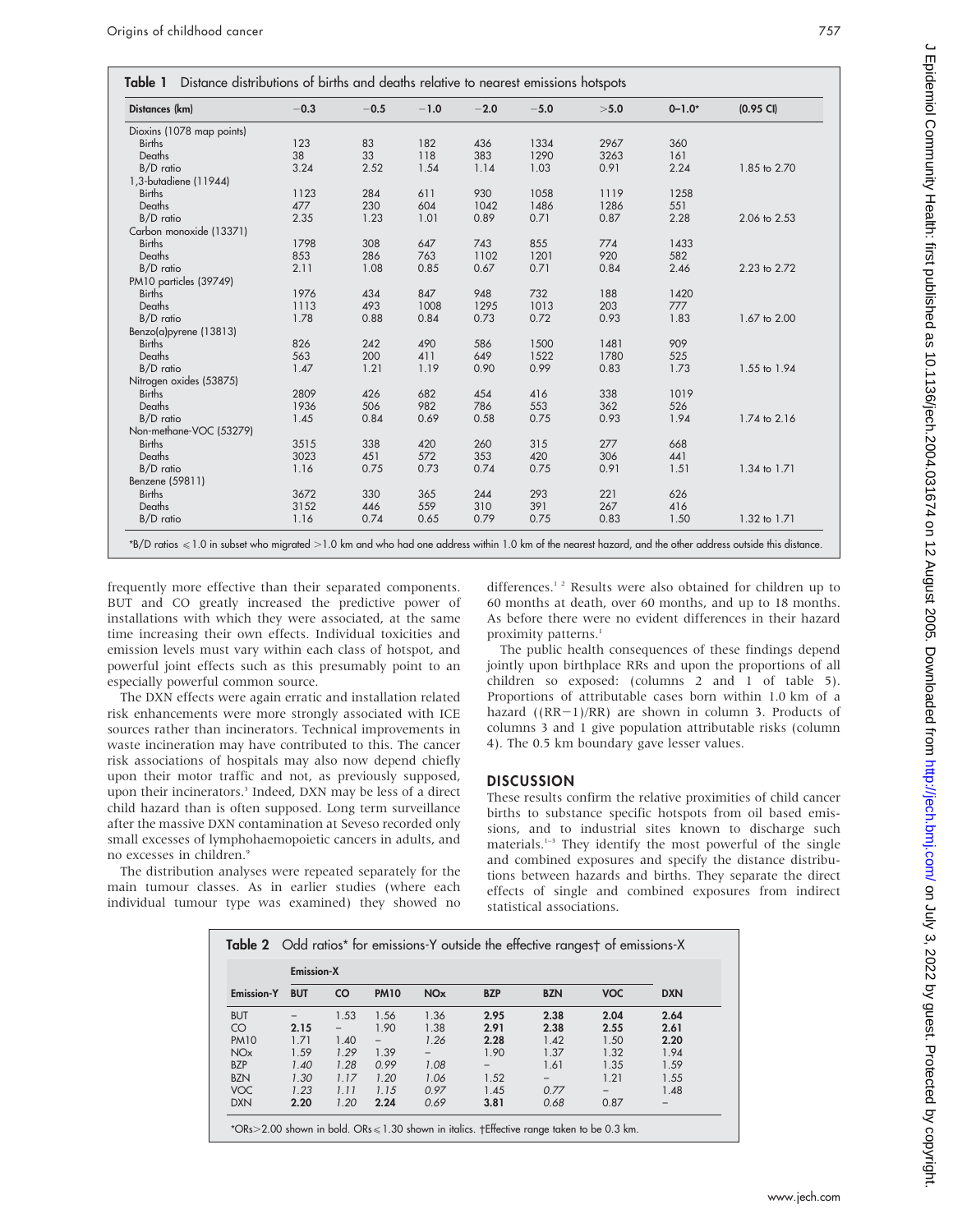**Table 1** Distance distributions of births and deaths relative to nearest emissions hotspots

| Distances (km) | −0.3 | −0.5 | −1.0 | −2.0 | −5.0 | >5.0 | 0–1.0* | (0.95 CI) |
|---|---|---|---|---|---|---|---|---|
| Dioxins (1078 map points) | | | | | | | | |
| Births | 123 | 83 | 182 | 436 | 1334 | 2967 | 360 | |
| Deaths | 38 | 33 | 118 | 383 | 1290 | 3263 | 161 | |
| B/D ratio | 3.24 | 2.52 | 1.54 | 1.14 | 1.03 | 0.91 | 2.24 | 1.85 to 2.70 |
| 1,3-butadiene (11944) | | | | | | | | |
| Births | 1123 | 284 | 611 | 930 | 1058 | 1119 | 1258 | |
| Deaths | 477 | 230 | 604 | 1042 | 1486 | 1286 | 551 | |
| B/D ratio | 2.35 | 1.23 | 1.01 | 0.89 | 0.71 | 0.87 | 2.28 | 2.06 to 2.53 |
| Carbon monoxide (13371) | | | | | | | | |
| Births | 1798 | 308 | 647 | 743 | 855 | 774 | 1433 | |
| Deaths | 853 | 286 | 763 | 1102 | 1201 | 920 | 582 | |
| B/D ratio | 2.11 | 1.08 | 0.85 | 0.67 | 0.71 | 0.84 | 2.46 | 2.23 to 2.72 |
| PM10 particles (39749) | | | | | | | | |
| Births | 1976 | 434 | 847 | 948 | 732 | 188 | 1420 | |
| Deaths | 1113 | 493 | 1008 | 1295 | 1013 | 203 | 777 | |
| B/D ratio | 1.78 | 0.88 | 0.84 | 0.73 | 0.72 | 0.93 | 1.83 | 1.67 to 2.00 |
| Benzo(a)pyrene (13813) | | | | | | | | |
| Births | 826 | 242 | 490 | 586 | 1500 | 1481 | 909 | |
| Deaths | 563 | 200 | 411 | 649 | 1522 | 1780 | 525 | |
| B/D ratio | 1.47 | 1.21 | 1.19 | 0.90 | 0.99 | 0.83 | 1.73 | 1.55 to 1.94 |
| Nitrogen oxides (53875) | | | | | | | | |
| Births | 2809 | 426 | 682 | 454 | 416 | 338 | 1019 | |
| Deaths | 1936 | 506 | 982 | 786 | 553 | 362 | 526 | |
| B/D ratio | 1.45 | 0.84 | 0.69 | 0.58 | 0.75 | 0.93 | 1.94 | 1.74 to 2.16 |
| Non-methane-VOC (53279) | | | | | | | | |
| Births | 3515 | 338 | 420 | 260 | 315 | 277 | 668 | |
| Deaths | 3023 | 451 | 572 | 353 | 420 | 306 | 441 | |
| B/D ratio | 1.16 | 0.75 | 0.73 | 0.74 | 0.75 | 0.91 | 1.51 | 1.34 to 1.71 |
| Benzene (59811) | | | | | | | | |
| Births | 3672 | 330 | 365 | 244 | 293 | 221 | 626 | |
| Deaths | 3152 | 446 | 559 | 310 | 391 | 267 | 416 | |
| B/D ratio | 1.16 | 0.74 | 0.65 | 0.79 | 0.75 | 0.83 | 1.50 | 1.32 to 1.71 |

*B/D ratios ≤1.0 in subset who migrated >1.0 km and who had one address within 1.0 km of the nearest hazard, and the other address outside this distance.

frequently more effective than their separated components. BUT and CO greatly increased the predictive power of installations with which they were associated, at the same time increasing their own effects. Individual toxicities and emission levels must vary within each class of hotspot, and powerful joint effects such as this presumably point to an especially powerful common source.

The DXN effects were again erratic and installation related risk enhancements were more strongly associated with ICE sources rather than incinerators. Technical improvements in waste incineration may have contributed to this. The cancer risk associations of hospitals may also now depend chiefly upon their motor traffic and not, as previously supposed, upon their incinerators.[3] Indeed, DXN may be less of a direct child hazard than is often supposed. Long term surveillance after the massive DXN contamination at Seveso recorded only small excesses of lymphohaemopoietic cancers in adults, and no excesses in children.[9]

The distribution analyses were repeated separately for the main tumour classes. As in earlier studies (where each individual tumour type was examined) they showed no differences.[1 2] Results were also obtained for children up to 60 months at death, over 60 months, and up to 18 months. As before there were no evident differences in their hazard proximity patterns.[1]

The public health consequences of these findings depend jointly upon birthplace RRs and upon the proportions of all children so exposed: (columns 2 and 1 of table 5). Proportions of attributable cases born within 1.0 km of a hazard ((RR−1)/RR) are shown in column 3. Products of columns 3 and 1 give population attributable risks (column 4). The 0.5 km boundary gave lesser values.

## DISCUSSION

These results confirm the relative proximities of child cancer births to substance specific hotspots from oil based emissions, and to industrial sites known to discharge such materials.[1–3] They identify the most powerful of the single and combined exposures and specify the distance distributions between hazards and births. They separate the direct effects of single and combined exposures from indirect statistical associations.

**Table 2** Odd ratios* for emissions-Y outside the effective ranges† of emissions-X

| | Emission-X | | | | | | | |
|---|---|---|---|---|---|---|---|---|
| Emission-Y | BUT | CO | PM10 | NOx | BZP | BZN | VOC | DXN |
| BUT | – | 1.53 | 1.56 | 1.36 | **2.95** | **2.38** | **2.04** | **2.64** |
| CO | **2.15** | – | 1.90 | 1.38 | **2.91** | **2.38** | **2.55** | **2.61** |
| PM10 | 1.71 | 1.40 | – | *1.26* | **2.28** | 1.42 | 1.50 | **2.20** |
| NOx | 1.59 | *1.29* | 1.39 | – | 1.90 | 1.37 | 1.32 | 1.94 |
| BZP | 1.40 | *1.28* | *0.99* | *1.08* | – | 1.61 | 1.35 | 1.59 |
| BZN | 1.30 | *1.17* | *1.20* | *1.06* | 1.52 | – | *1.21* | 1.55 |
| VOC | *1.23* | *1.11* | *1.15* | *0.97* | 1.45 | *0.77* | – | 1.48 |
| DXN | **2.20** | *1.20* | **2.24** | *0.69* | **3.81** | *0.68* | 0.87 | – |

*ORs>2.00 shown in bold. ORs≤1.30 shown in italics. †Effective range taken to be 0.3 km.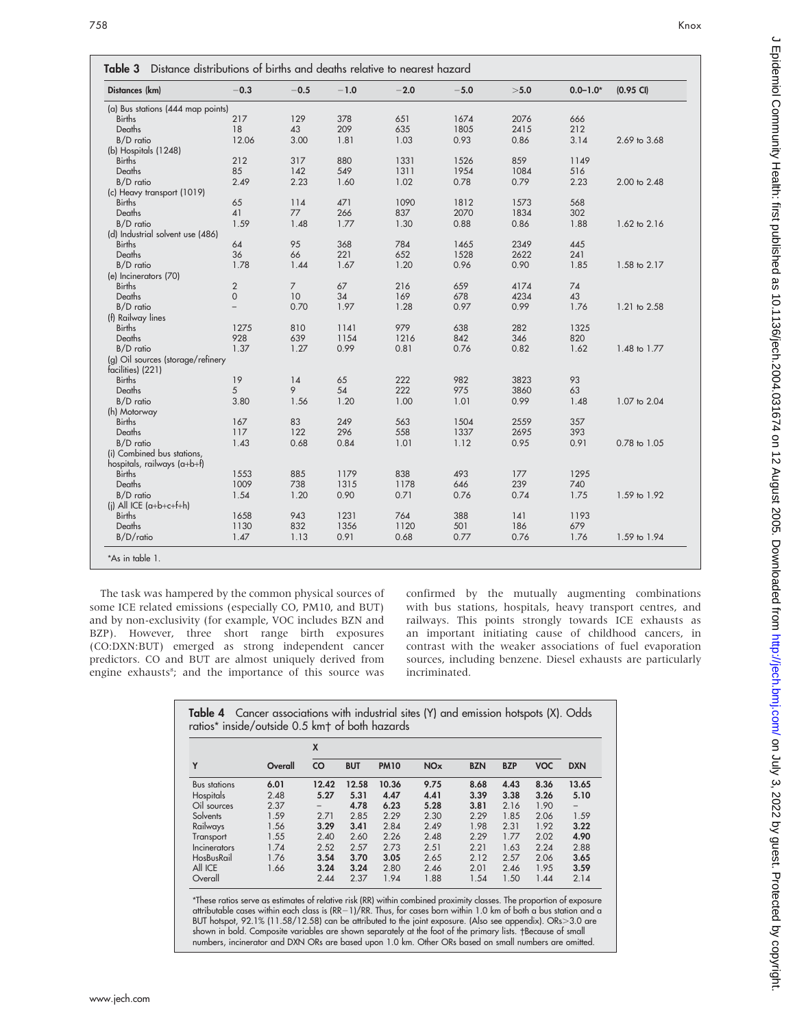**Table 3** Distance distributions of births and deaths relative to nearest hazard

| Distances (km) | −0.3 | −0.5 | −1.0 | −2.0 | −5.0 | >5.0 | 0.0–1.0* | (0.95 CI) |
|---|---|---|---|---|---|---|---|---|
| (a) Bus stations (444 map points) | | | | | | | | |
| Births | 217 | 129 | 378 | 651 | 1674 | 2076 | 666 | |
| Deaths | 18 | 43 | 209 | 635 | 1805 | 2415 | 212 | |
| B/D ratio | 12.06 | 3.00 | 1.81 | 1.03 | 0.93 | 0.86 | 3.14 | 2.69 to 3.68 |
| (b) Hospitals (1248) | | | | | | | | |
| Births | 212 | 317 | 880 | 1331 | 1526 | 859 | 1149 | |
| Deaths | 85 | 142 | 549 | 1311 | 1954 | 1084 | 516 | |
| B/D ratio | 2.49 | 2.23 | 1.60 | 1.02 | 0.78 | 0.79 | 2.23 | 2.00 to 2.48 |
| (c) Heavy transport (1019) | | | | | | | | |
| Births | 65 | 114 | 471 | 1090 | 1812 | 1573 | 568 | |
| Deaths | 41 | 77 | 266 | 837 | 2070 | 1834 | 302 | |
| B/D ratio | 1.59 | 1.48 | 1.77 | 1.30 | 0.88 | 0.86 | 1.88 | 1.62 to 2.16 |
| (d) Industrial solvent use (486) | | | | | | | | |
| Births | 64 | 95 | 368 | 784 | 1465 | 2349 | 445 | |
| Deaths | 36 | 66 | 221 | 652 | 1528 | 2622 | 241 | |
| B/D ratio | 1.78 | 1.44 | 1.67 | 1.20 | 0.96 | 0.90 | 1.85 | 1.58 to 2.17 |
| (e) Incinerators (70) | | | | | | | | |
| Births | 2 | 7 | 67 | 216 | 659 | 4174 | 74 | |
| Deaths | 0 | 10 | 34 | 169 | 678 | 4234 | 43 | |
| B/D ratio | – | 0.70 | 1.97 | 1.28 | 0.97 | 0.99 | 1.76 | 1.21 to 2.58 |
| (f) Railway lines | | | | | | | | |
| Births | 1275 | 810 | 1141 | 979 | 638 | 282 | 1325 | |
| Deaths | 928 | 639 | 1154 | 1216 | 842 | 346 | 820 | |
| B/D ratio | 1.37 | 1.27 | 0.99 | 0.81 | 0.76 | 0.82 | 1.62 | 1.48 to 1.77 |
| (g) Oil sources (storage/refinery facilities) (221) | | | | | | | | |
| Births | 19 | 14 | 65 | 222 | 982 | 3823 | 93 | |
| Deaths | 5 | 9 | 54 | 222 | 975 | 3860 | 63 | |
| B/D ratio | 3.80 | 1.56 | 1.20 | 1.00 | 1.01 | 0.99 | 1.48 | 1.07 to 2.04 |
| (h) Motorway | | | | | | | | |
| Births | 167 | 83 | 249 | 563 | 1504 | 2559 | 357 | |
| Deaths | 117 | 122 | 296 | 558 | 1337 | 2695 | 393 | |
| B/D ratio | 1.43 | 0.68 | 0.84 | 1.01 | 1.12 | 0.95 | 0.91 | 0.78 to 1.05 |
| (i) Combined bus stations, hospitals, railways (a+b+f) | | | | | | | | |
| Births | 1553 | 885 | 1179 | 838 | 493 | 177 | 1295 | |
| Deaths | 1009 | 738 | 1315 | 1178 | 646 | 239 | 740 | |
| B/D ratio | 1.54 | 1.20 | 0.90 | 0.71 | 0.76 | 0.74 | 1.75 | 1.59 to 1.92 |
| (j) All ICE (a+b+c+f+h) | | | | | | | | |
| Births | 1658 | 943 | 1231 | 764 | 388 | 141 | 1193 | |
| Deaths | 1130 | 832 | 1356 | 1120 | 501 | 186 | 679 | |
| B/D/ratio | 1.47 | 1.13 | 0.91 | 0.68 | 0.77 | 0.76 | 1.76 | 1.59 to 1.94 |

*As in table 1.

The task was hampered by the common physical sources of some ICE related emissions (especially CO, PM10, and BUT) and by non-exclusivity (for example, VOC includes BZN and BZP). However, three short range birth exposures (CO:DXN:BUT) emerged as strong independent cancer predictors. CO and BUT are almost uniquely derived from engine exhausts[8]; and the importance of this source was confirmed by the mutually augmenting combinations with bus stations, hospitals, heavy transport centres, and railways. This points strongly towards ICE exhausts as an important initiating cause of childhood cancers, in contrast with the weaker associations of fuel evaporation sources, including benzene. Diesel exhausts are particularly incriminated.

**Table 4** Cancer associations with industrial sites (Y) and emission hotspots (X). Odds ratios* inside/outside 0.5 km† of both hazards

| Y | Overall | X: CO | BUT | PM10 | NOx | BZN | BZP | VOC | DXN |
|---|---|---|---|---|---|---|---|---|---|
| Bus stations | **6.01** | **12.42** | **12.58** | **10.36** | **9.75** | **8.68** | **4.43** | **8.36** | **13.65** |
| Hospitals | 2.48 | **5.27** | **5.31** | **4.47** | **4.41** | **3.39** | **3.38** | **3.26** | **5.10** |
| Oil sources | 2.37 | – | **4.78** | **6.23** | **5.28** | **3.81** | 2.16 | 1.90 | – |
| Solvents | 1.59 | 2.71 | 2.85 | 2.29 | 2.30 | 2.29 | 1.85 | 2.06 | 1.59 |
| Railways | 1.56 | **3.29** | **3.41** | 2.84 | 2.49 | 1.98 | 2.31 | 1.92 | **3.22** |
| Transport | 1.55 | 2.40 | 2.60 | 2.26 | 2.48 | 2.29 | 1.77 | 2.02 | **4.90** |
| Incinerators | 1.74 | 2.52 | 2.57 | 2.73 | 2.51 | 2.21 | 1.63 | 2.24 | 2.88 |
| HosBusRail | 1.76 | **3.54** | **3.70** | **3.05** | 2.65 | 2.12 | 2.57 | 2.06 | **3.65** |
| All ICE | 1.66 | **3.24** | **3.24** | 2.80 | 2.46 | 2.01 | 2.46 | 1.95 | **3.59** |
| Overall | | 2.44 | 2.37 | 1.94 | 1.88 | 1.54 | 1.50 | 1.44 | 2.14 |

*These ratios serve as estimates of relative risk (RR) within combined proximity classes. The proportion of exposure attributable cases within each class is (RR−1)/RR. Thus, for cases born within 1.0 km of both a bus station and a BUT hotspot, 92.1% (11.58/12.58) can be attributed to the joint exposure. (Also see appendix). ORs>3.0 are shown in bold. Composite variables are shown separately at the foot of the primary lists. †Because of small numbers, incinerator and DXN ORs are based upon 1.0 km. Other ORs based on small numbers are omitted.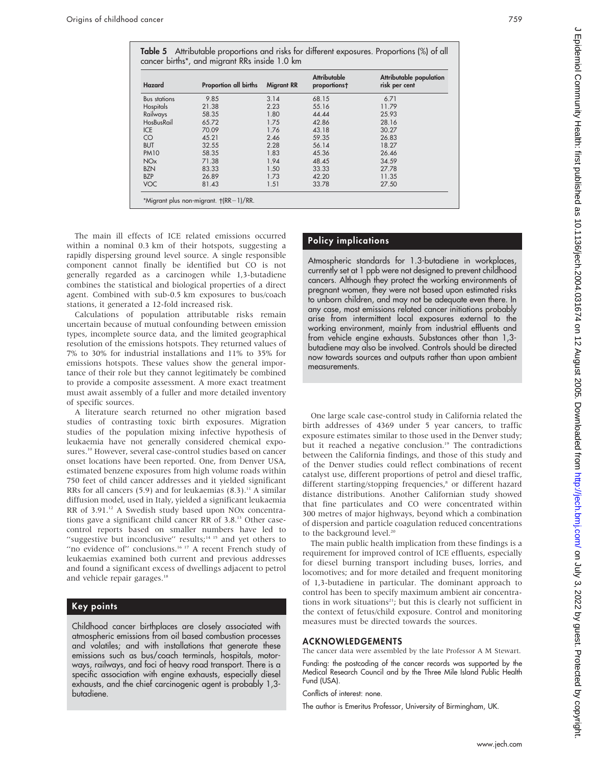**Table 5** Attributable proportions and risks for different exposures. Proportions (%) of all cancer births*, and migrant RRs inside 1.0 km

| Hazard | Proportion all births | Migrant RR | Attributable proportions† | Attributable population risk per cent |
|---|---|---|---|---|
| Bus stations | 9.85 | 3.14 | 68.15 | 6.71 |
| Hospitals | 21.38 | 2.23 | 55.16 | 11.79 |
| Railways | 58.35 | 1.80 | 44.44 | 25.93 |
| HosBusRail | 65.72 | 1.75 | 42.86 | 28.16 |
| ICE | 70.09 | 1.76 | 43.18 | 30.27 |
| CO | 45.21 | 2.46 | 59.35 | 26.83 |
| BUT | 32.55 | 2.28 | 56.14 | 18.27 |
| PM10 | 58.35 | 1.83 | 45.36 | 26.46 |
| NOx | 71.38 | 1.94 | 48.45 | 34.59 |
| BZN | 83.33 | 1.50 | 33.33 | 27.78 |
| BZP | 26.89 | 1.73 | 42.20 | 11.35 |
| VOC | 81.43 | 1.51 | 33.78 | 27.50 |

*Migrant plus non-migrant. †(RR−1)/RR.

The main ill effects of ICE related emissions occurred within a nominal 0.3 km of their hotspots, suggesting a rapidly dispersing ground level source. A single responsible component cannot finally be identified but CO is not generally regarded as a carcinogen while 1,3-butadiene combines the statistical and biological properties of a direct agent. Combined with sub-0.5 km exposures to bus/coach stations, it generated a 12-fold increased risk.

Calculations of population attributable risks remain uncertain because of mutual confounding between emission types, incomplete source data, and the limited geographical resolution of the emissions hotspots. They returned values of 7% to 30% for industrial installations and 11% to 35% for emissions hotspots. These values show the general importance of their role but they cannot legitimately be combined to provide a composite assessment. A more exact treatment must await assembly of a fuller and more detailed inventory of specific sources.

A literature search returned no other migration based studies of contrasting toxic birth exposures. Migration studies of the population mixing infective hypothesis of leukaemia have not generally considered chemical exposures.[10] However, several case-control studies based on cancer onset locations have been reported. One, from Denver USA, estimated benzene exposures from high volume roads within 750 feet of child cancer addresses and it yielded significant RRs for all cancers (5.9) and for leukaemias (8.3).[11] A similar diffusion model, used in Italy, yielded a significant leukaemia RR of 3.91.[12] A Swedish study based upon NOx concentrations gave a significant child cancer RR of 3.8.[13] Other case-control reports based on smaller numbers have led to "suggestive but inconclusive" results;[14 15] and yet others to "no evidence of" conclusions.[16 17] A recent French study of leukaemias examined both current and previous addresses and found a significant excess of dwellings adjacent to petrol and vehicle repair garages.[18]

## Key points

Childhood cancer birthplaces are closely associated with atmospheric emissions from oil based combustion processes and volatiles; and with installations that generate these emissions such as bus/coach terminals, hospitals, motorways, railways, and foci of heavy road transport. There is a specific association with engine exhausts, especially diesel exhausts, and the chief carcinogenic agent is probably 1,3-butadiene.

## Policy implications

Atmospheric standards for 1.3-butadiene in workplaces, currently set at 1 ppb were not designed to prevent childhood cancers. Although they protect the working environments of pregnant women, they were not based upon estimated risks to unborn children, and may not be adequate even there. In any case, most emissions related cancer initiations probably arise from intermittent local exposures external to the working environment, mainly from industrial effluents and from vehicle engine exhausts. Substances other than 1,3-butadiene may also be involved. Controls should be directed now towards sources and outputs rather than upon ambient measurements.

One large scale case-control study in California related the birth addresses of 4369 under 5 year cancers, to traffic exposure estimates similar to those used in the Denver study; but it reached a negative conclusion.[19] The contradictions between the California findings, and those of this study and of the Denver studies could reflect combinations of recent catalyst use, different proportions of petrol and diesel traffic, different starting/stopping frequencies,[8] or different hazard distance distributions. Another Californian study showed that fine particulates and CO were concentrated within 300 metres of major highways, beyond which a combination of dispersion and particle coagulation reduced concentrations to the background level.[20]

The main public health implication from these findings is a requirement for improved control of ICE effluents, especially for diesel burning transport including buses, lorries, and locomotives; and for more detailed and frequent monitoring of 1,3-butadiene in particular. The dominant approach to control has been to specify maximum ambient air concentrations in work situations[21]; but this is clearly not sufficient in the context of fetus/child exposure. Control and monitoring measures must be directed towards the sources.

## ACKNOWLEDGEMENTS

The cancer data were assembled by the late Professor A M Stewart.

Funding: the postcoding of the cancer records was supported by the Medical Research Council and by the Three Mile Island Public Health Fund (USA).

Conflicts of interest: none.

The author is Emeritus Professor, University of Birmingham, UK.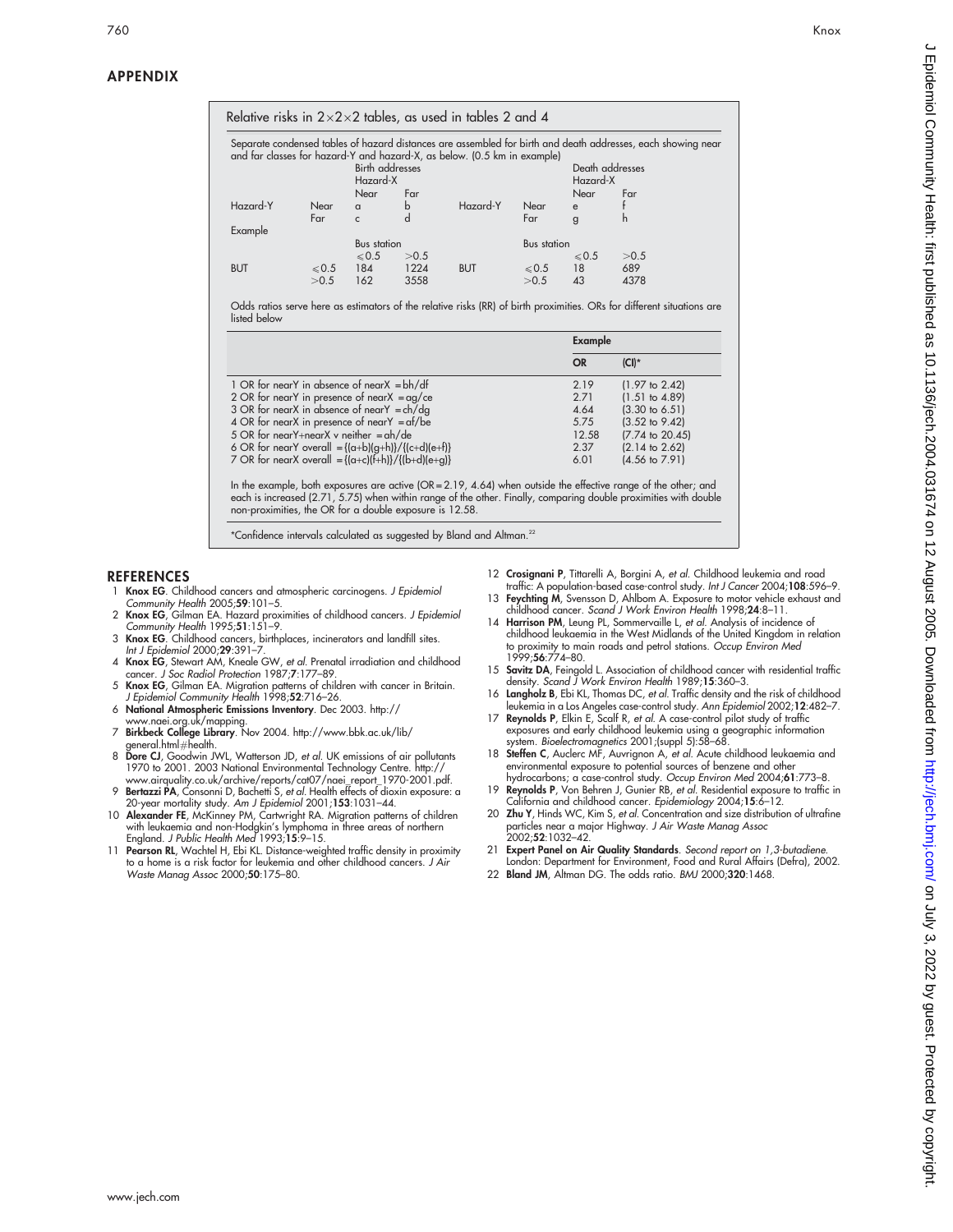## APPENDIX

**Relative risks in 2×2×2 tables, as used in tables 2 and 4**

Separate condensed tables of hazard distances are assembled for birth and death addresses, each showing near and far classes for hazard-Y and hazard-X, as below. (0.5 km in example)

| | | Birth addresses | | | | Death addresses | |
|---|---|---|---|---|---|---|---|
| | | Hazard-X | | | | Hazard-X | |
| | | Near | Far | | | Near | Far |
| Hazard-Y | Near | a | b | Hazard-Y | Near | e | f |
| | Far | c | d | | Far | g | h |
| Example | | | | | | | |
| | | Bus station | | | | Bus station | |
| | | ⩽0.5 | >0.5 | | | ⩽0.5 | >0.5 |
| BUT | ⩽0.5 | 184 | 1224 | BUT | ⩽0.5 | 18 | 689 |
| | >0.5 | 162 | 3558 | | >0.5 | 43 | 4378 |

Odds ratios serve here as estimators of the relative risks (RR) of birth proximities. ORs for different situations are listed below

| | Example | |
|---|---|---|
| | OR | (CI)* |
| 1 OR for nearY in absence of nearX = bh/df | 2.19 | (1.97 to 2.42) |
| 2 OR for nearY in presence of nearX = ag/ce | 2.71 | (1.51 to 4.89) |
| 3 OR for nearX in absence of nearY = ch/dg | 4.64 | (3.30 to 6.51) |
| 4 OR for nearX in presence of nearY = af/be | 5.75 | (3.52 to 9.42) |
| 5 OR for nearY+nearX v neither = ah/de | 12.58 | (7.74 to 20.45) |
| 6 OR for nearY overall = {(a+b)(g+h)}/{(c+d)(e+f)} | 2.37 | (2.14 to 2.62) |
| 7 OR for nearX overall = {(a+c)(f+h)}/{(b+d)(e+g)} | 6.01 | (4.56 to 7.91) |

In the example, both exposures are active (OR = 2.19, 4.64) when outside the effective range of the other; and each is increased (2.71, 5.75) when within range of the other. Finally, comparing double proximities with double non-proximities, the OR for a double exposure is 12.58.

*Confidence intervals calculated as suggested by Bland and Altman.[22]

## REFERENCES

1. **Knox EG**. Childhood cancers and atmospheric carcinogens. *J Epidemiol Community Health* 2005;**59**:101–5.
2. **Knox EG**, Gilman EA. Hazard proximities of childhood cancers. *J Epidemiol Community Health* 1995;**51**:151–9.
3. **Knox EG**. Childhood cancers, birthplaces, incinerators and landfill sites. *Int J Epidemiol* 2000;**29**:391–7.
4. **Knox EG**, Stewart AM, Kneale GW, *et al*. Prenatal irradiation and childhood cancer. *J Soc Radiol Protection* 1987;**7**:177–89.
5. **Knox EG**, Gilman EA. Migration patterns of children with cancer in Britain. *J Epidemiol Community Health* 1998;**52**:716–26.
6. **National Atmospheric Emissions Inventory**. Dec 2003. http://www.naei.org.uk/mapping.
7. **Birkbeck College Library**. Nov 2004. http://www.bbk.ac.uk/lib/general.html#health.
8. **Dore CJ**, Goodwin JWL, Watterson JD, *et al*. UK emissions of air pollutants 1970 to 2001. 2003 National Environmental Technology Centre. http://www.airquality.co.uk/archive/reports/cat07/naei_report_1970-2001.pdf.
9. **Bertazzi PA**, Consonni D, Bachetti S, *et al*. Health effects of dioxin exposure: a 20-year mortality study. *Am J Epidemiol* 2001;**153**:1031–44.
10. **Alexander FE**, McKinney PM, Cartwright RA. Migration patterns of children with leukaemia and non-Hodgkin's lymphoma in three areas of northern England. *J Public Health Med* 1993;**15**:9–15.
11. **Pearson RL**, Wachtel H, Ebi KL. Distance-weighted traffic density in proximity to a home is a risk factor for leukemia and other childhood cancers. *J Air Waste Manag Assoc* 2000;**50**:175–80.
12. **Crosignani P**, Tittarelli A, Borgini A, *et al*. Childhood leukemia and road traffic: A population-based case-control study. *Int J Cancer* 2004;**108**:596–9.
13. **Feychting M**, Svensson D, Ahlbom A. Exposure to motor vehicle exhaust and childhood cancer. *Scand J Work Environ Health* 1998;**24**:8–11.
14. **Harrison PM**, Leung PL, Sommervaille L, *et al*. Analysis of incidence of childhood leukaemia in the West Midlands of the United Kingdom in relation to proximity to main roads and petrol stations. *Occup Environ Med* 1999;**56**:774–80.
15. **Savitz DA**, Feingold L. Association of childhood cancer with residential traffic density. *Scand J Work Environ Health* 1989;**15**:360–3.
16. **Langholz B**, Ebi KL, Thomas DC, *et al*. Traffic density and the risk of childhood leukemia in a Los Angeles case-control study. *Ann Epidemiol* 2002;**12**:482–7.
17. **Reynolds P**, Elkin E, Scalf R, *et al*. A case-control pilot study of traffic exposures and early childhood leukemia using a geographic information system. *Bioelectromagnetics* 2001;(suppl 5):58–68.
18. **Steffen C**, Auclerc MF, Auvrignon A, *et al*. Acute childhood leukaemia and environmental exposure to potential sources of benzene and other hydrocarbons; a case-control study. *Occup Environ Med* 2004;**61**:773–8.
19. **Reynolds P**, Von Behren J, Gunier RB, *et al*. Residential exposure to traffic in California and childhood cancer. *Epidemiology* 2004;**15**:6–12.
20. **Zhu Y**, Hinds WC, Kim S, *et al*. Concentration and size distribution of ultrafine particles near a major Highway. *J Air Waste Manag Assoc* 2002;**52**:1032–42.
21. **Expert Panel on Air Quality Standards**. *Second report on 1,3-butadiene*. London: Department for Environment, Food and Rural Affairs (Defra), 2002.
22. **Bland JM**, Altman DG. The odds ratio. *BMJ* 2000;**320**:1468.